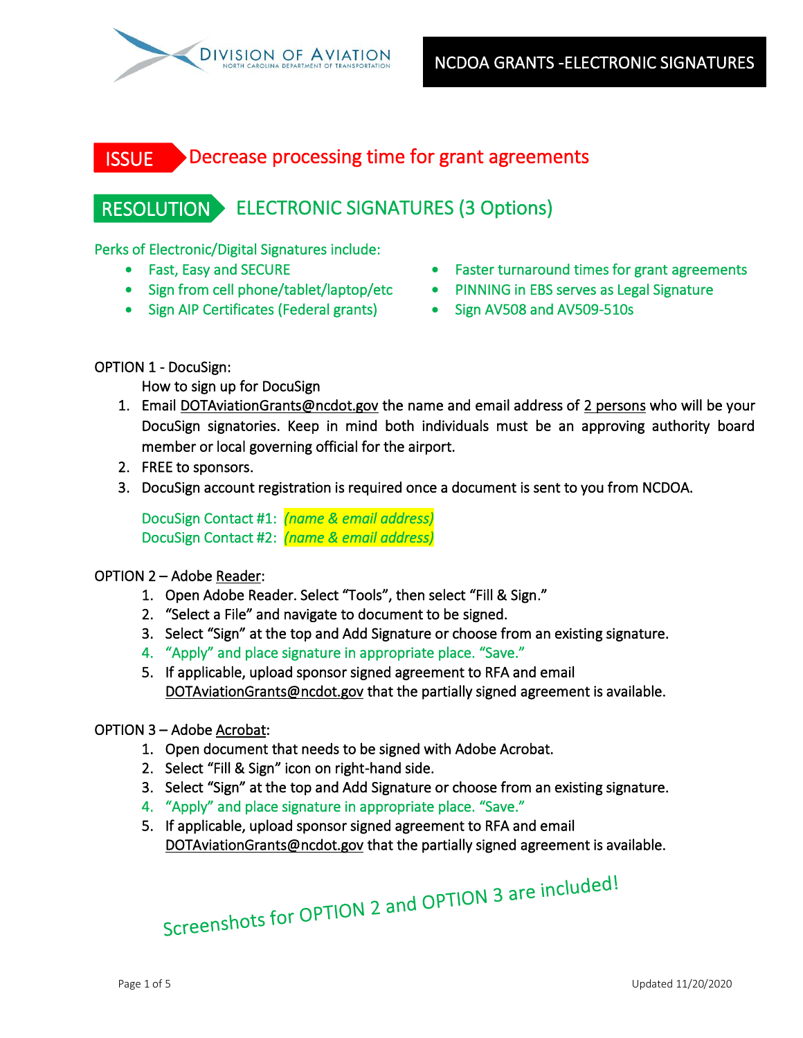DIVISION OF AVIATION
NORTH CAROLINA DEPARTMENT OF TRANSPORTATION

# NCDOA GRANTS -ELECTRONIC SIGNATURES

## ISSUE Decrease processing time for grant agreements

## RESOLUTION ELECTRONIC SIGNATURES (3 Options)

Perks of Electronic/Digital Signatures include:

- Fast, Easy and SECURE
- Sign from cell phone/tablet/laptop/etc
- Sign AIP Certificates (Federal grants)
- Faster turnaround times for grant agreements
- PINNING in EBS serves as Legal Signature
- Sign AV508 and AV509-510s

OPTION 1 - DocuSign:

How to sign up for DocuSign

1. Email DOTAviationGrants@ncdot.gov the name and email address of 2 persons who will be your DocuSign signatories. Keep in mind both individuals must be an approving authority board member or local governing official for the airport.
2. FREE to sponsors.
3. DocuSign account registration is required once a document is sent to you from NCDOA.

DocuSign Contact #1: *(name & email address)*
DocuSign Contact #2: *(name & email address)*

OPTION 2 – Adobe Reader:

1. Open Adobe Reader. Select "Tools", then select "Fill & Sign."
2. "Select a File" and navigate to document to be signed.
3. Select "Sign" at the top and Add Signature or choose from an existing signature.
4. "Apply" and place signature in appropriate place. "Save."
5. If applicable, upload sponsor signed agreement to RFA and email DOTAviationGrants@ncdot.gov that the partially signed agreement is available.

OPTION 3 – Adobe Acrobat:

1. Open document that needs to be signed with Adobe Acrobat.
2. Select "Fill & Sign" icon on right-hand side.
3. Select "Sign" at the top and Add Signature or choose from an existing signature.
4. "Apply" and place signature in appropriate place. "Save."
5. If applicable, upload sponsor signed agreement to RFA and email DOTAviationGrants@ncdot.gov that the partially signed agreement is available.

Screenshots for OPTION 2 and OPTION 3 are included!

Updated 11/20/2020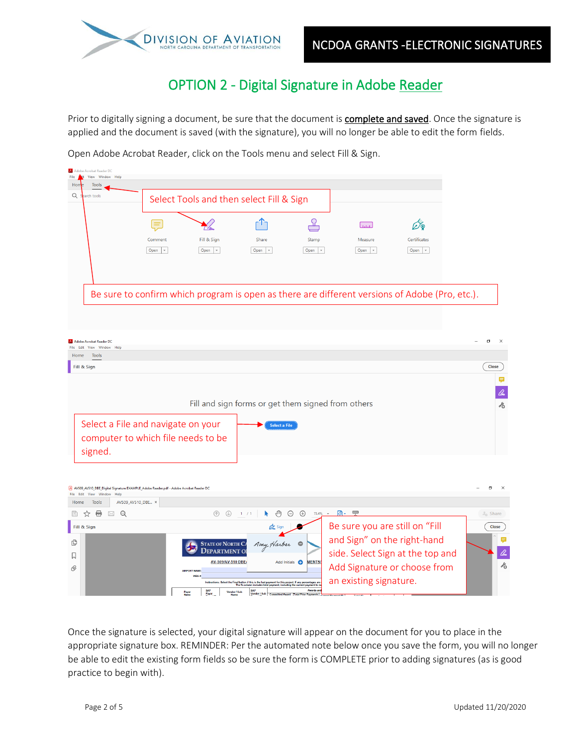# OPTION 2 - Digital Signature in Adobe Reader

Prior to digitally signing a document, be sure that the document is **complete and saved**. Once the signature is applied and the document is saved (with the signature), you will no longer be able to edit the form fields.

Open Adobe Acrobat Reader, click on the Tools menu and select Fill & Sign.

Select Tools and then select Fill & Sign

Be sure to confirm which program is open as there are different versions of Adobe (Pro, etc.).

Select a File and navigate on your computer to which file needs to be signed.

Be sure you are still on "Fill and Sign" on the right-hand side. Select Sign at the top and Add Signature or choose from an existing signature.

Once the signature is selected, your digital signature will appear on the document for you to place in the appropriate signature box. REMINDER: Per the automated note below once you save the form, you will no longer be able to edit the existing form fields so be sure the form is COMPLETE prior to adding signatures (as is good practice to begin with).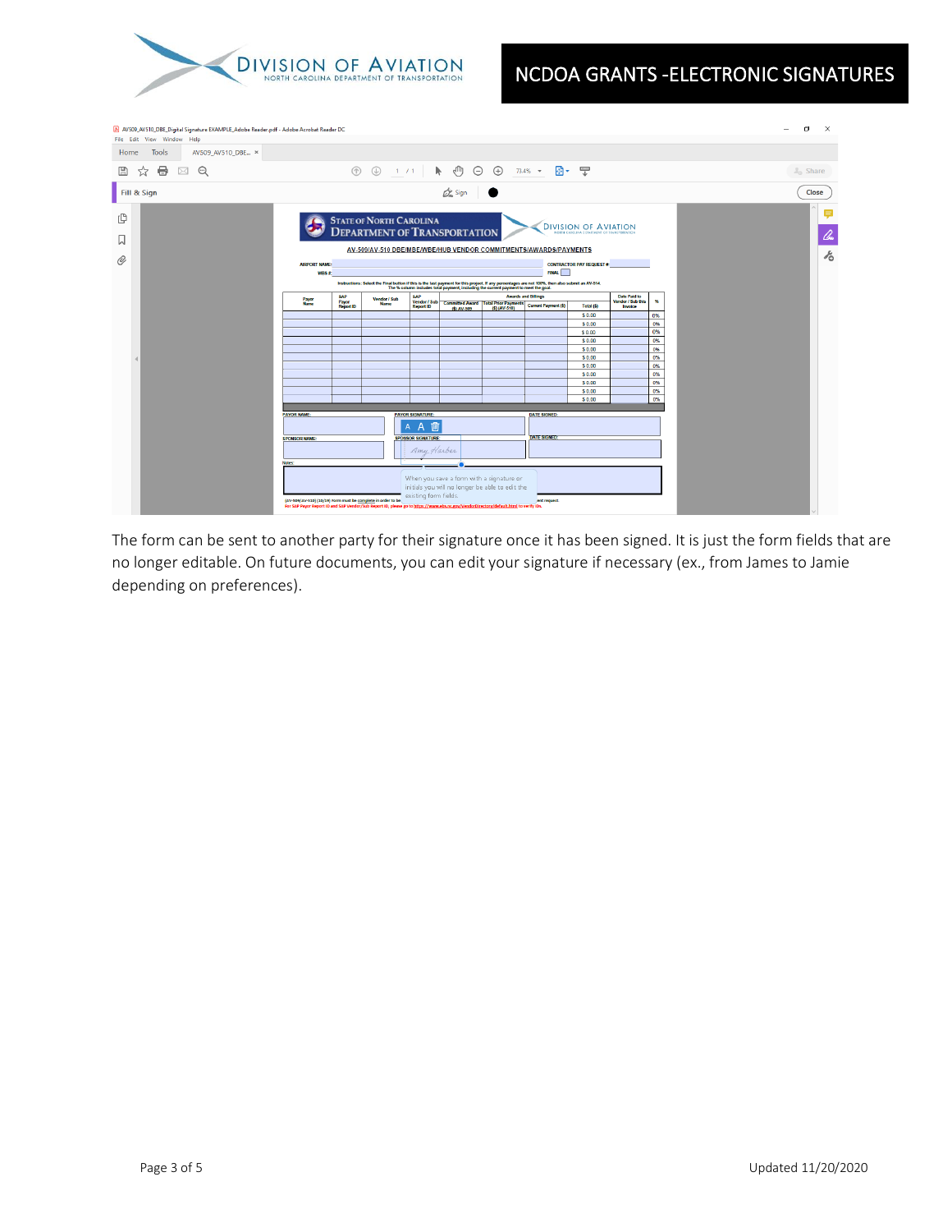The form can be sent to another party for their signature once it has been signed. It is just the form fields that are no longer editable. On future documents, you can edit your signature if necessary (ex., from James to Jamie depending on preferences).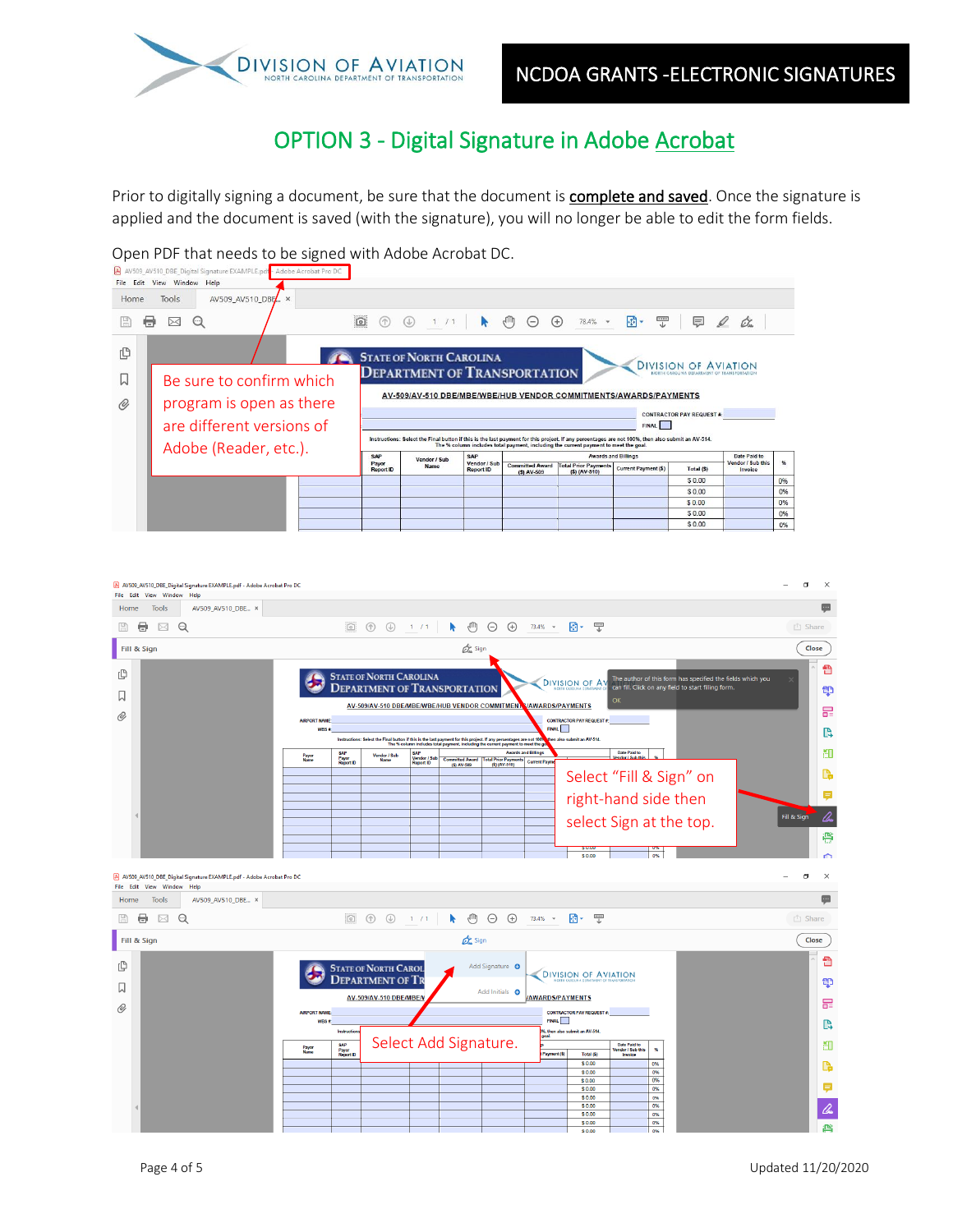# OPTION 3 - Digital Signature in Adobe Acrobat

Prior to digitally signing a document, be sure that the document is **complete and saved**. Once the signature is applied and the document is saved (with the signature), you will no longer be able to edit the form fields.

Open PDF that needs to be signed with Adobe Acrobat DC.

Be sure to confirm which program is open as there are different versions of Adobe (Reader, etc.).

Select "Fill & Sign" on right-hand side then select Sign at the top.

Select Add Signature.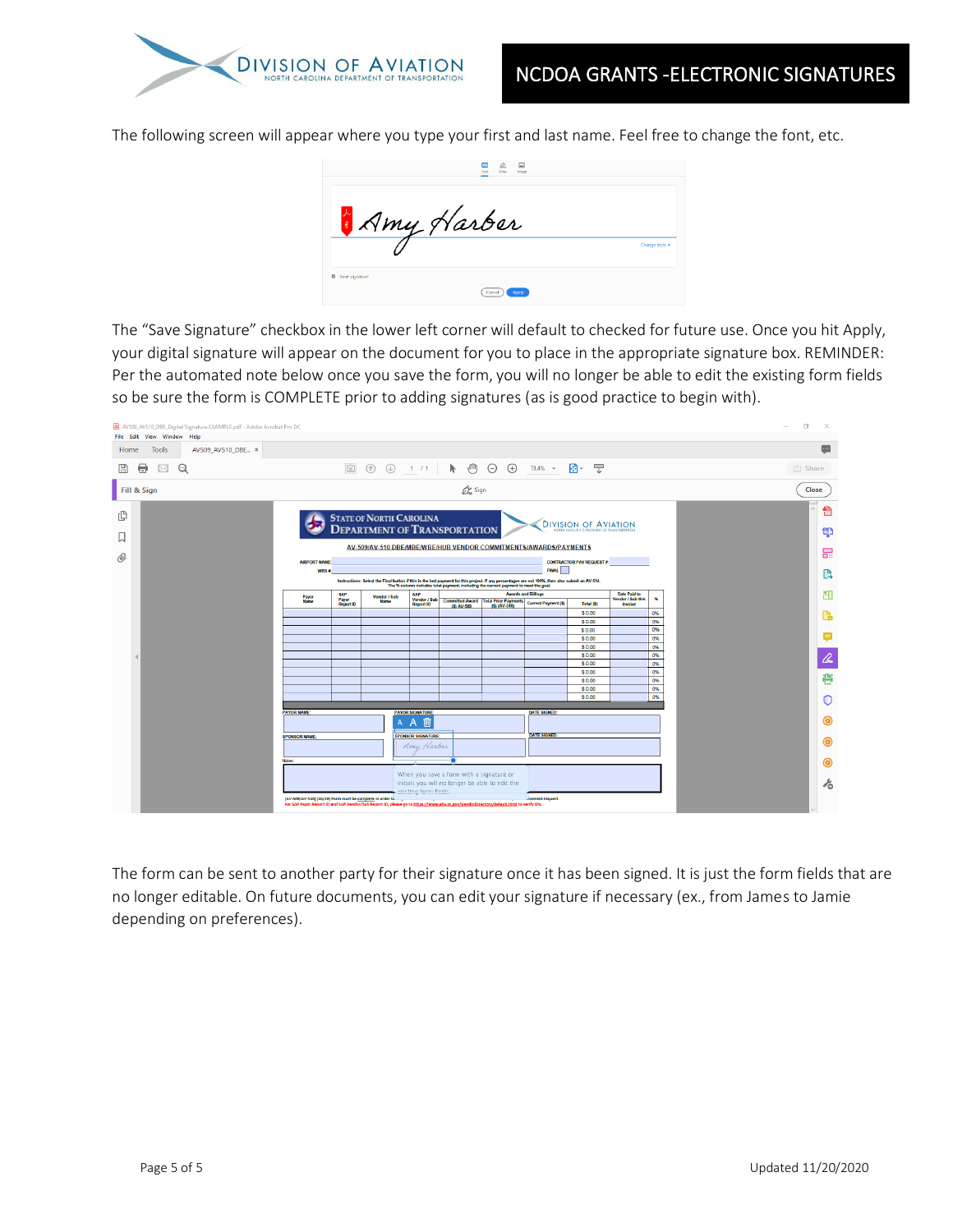The following screen will appear where you type your first and last name. Feel free to change the font, etc.

The "Save Signature" checkbox in the lower left corner will default to checked for future use. Once you hit Apply, your digital signature will appear on the document for you to place in the appropriate signature box. REMINDER: Per the automated note below once you save the form, you will no longer be able to edit the existing form fields so be sure the form is COMPLETE prior to adding signatures (as is good practice to begin with).

The form can be sent to another party for their signature once it has been signed. It is just the form fields that are no longer editable. On future documents, you can edit your signature if necessary (ex., from James to Jamie depending on preferences).